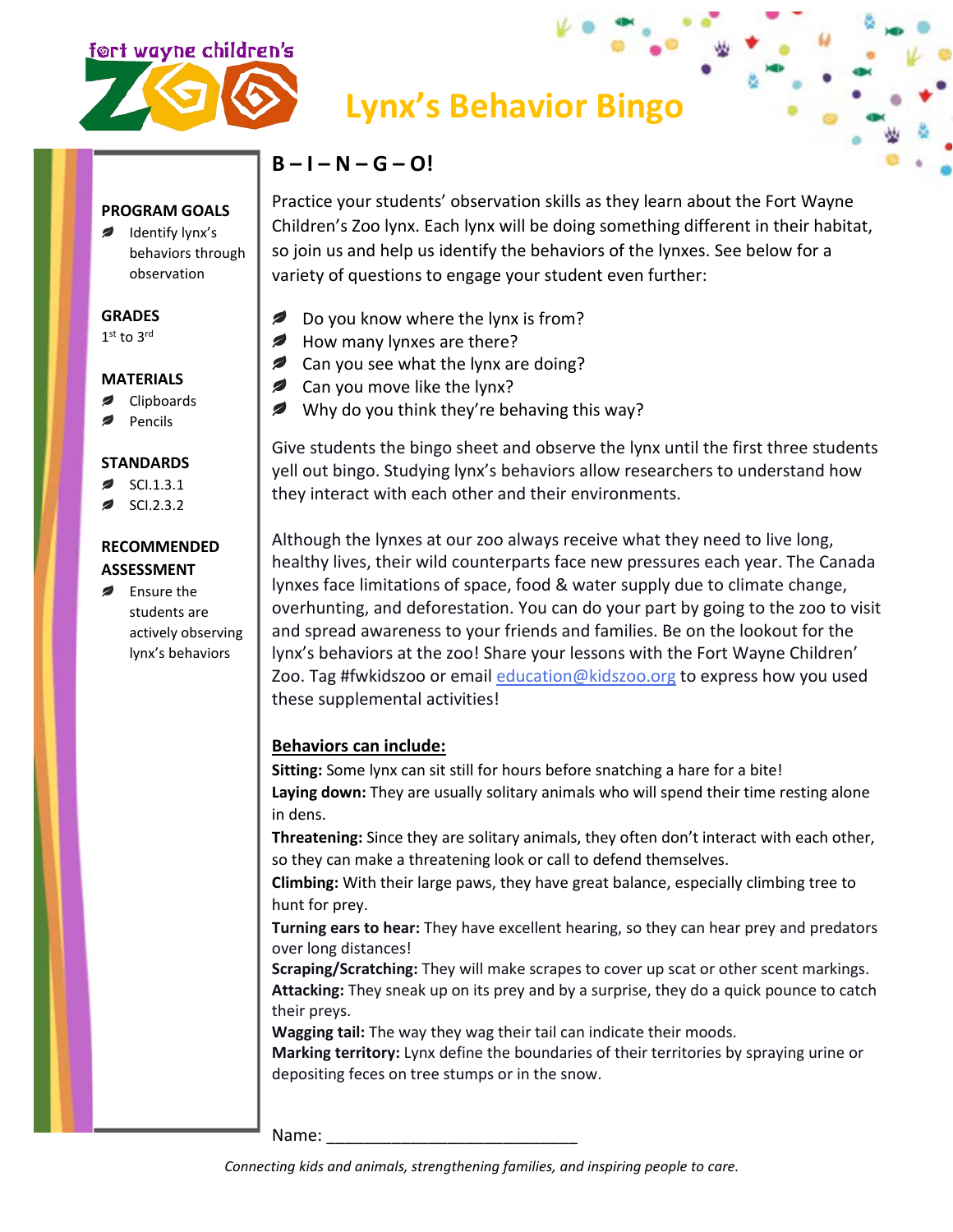fort wayne children's ZOO

# Lynx's Behavior Bingo

**PROGRAM GOALS**

- Identify lynx's behaviors through observation

**GRADES**

1st to 3rd

**MATERIALS**

- Clipboards
- Pencils

**STANDARDS**

- SCI.1.3.1
- SCI.2.3.2

**RECOMMENDED ASSESSMENT**

- Ensure the students are actively observing lynx's behaviors

## B – I – N – G – O!

Practice your students' observation skills as they learn about the Fort Wayne Children's Zoo lynx. Each lynx will be doing something different in their habitat, so join us and help us identify the behaviors of the lynxes. See below for a variety of questions to engage your student even further:

- Do you know where the lynx is from?
- How many lynxes are there?
- Can you see what the lynx are doing?
- Can you move like the lynx?
- Why do you think they're behaving this way?

Give students the bingo sheet and observe the lynx until the first three students yell out bingo. Studying lynx's behaviors allow researchers to understand how they interact with each other and their environments.

Although the lynxes at our zoo always receive what they need to live long, healthy lives, their wild counterparts face new pressures each year. The Canada lynxes face limitations of space, food & water supply due to climate change, overhunting, and deforestation. You can do your part by going to the zoo to visit and spread awareness to your friends and families. Be on the lookout for the lynx's behaviors at the zoo! Share your lessons with the Fort Wayne Children' Zoo. Tag #fwkidszoo or email education@kidszoo.org to express how you used these supplemental activities!

**Behaviors can include:**

**Sitting:** Some lynx can sit still for hours before snatching a hare for a bite!
**Laying down:** They are usually solitary animals who will spend their time resting alone in dens.
**Threatening:** Since they are solitary animals, they often don't interact with each other, so they can make a threatening look or call to defend themselves.
**Climbing:** With their large paws, they have great balance, especially climbing tree to hunt for prey.
**Turning ears to hear:** They have excellent hearing, so they can hear prey and predators over long distances!
**Scraping/Scratching:** They will make scrapes to cover up scat or other scent markings.
**Attacking:** They sneak up on its prey and by a surprise, they do a quick pounce to catch their preys.
**Wagging tail:** The way they wag their tail can indicate their moods.
**Marking territory:** Lynx define the boundaries of their territories by spraying urine or depositing feces on tree stumps or in the snow.

Name: ___________________________

*Connecting kids and animals, strengthening families, and inspiring people to care.*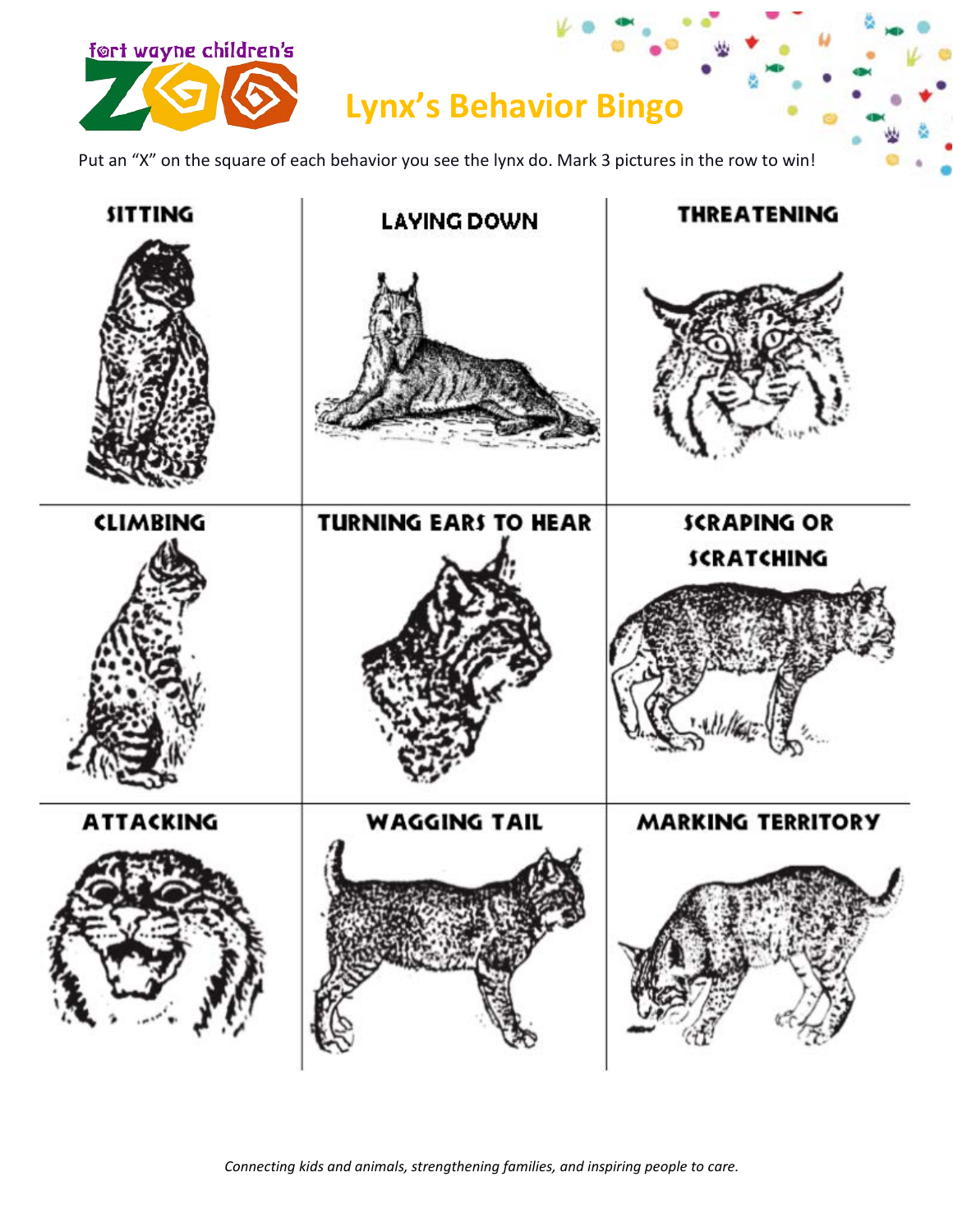fort wayne children's ZOO

# Lynx's Behavior Bingo

Put an "X" on the square of each behavior you see the lynx do. Mark 3 pictures in the row to win!

| | | |
|---|---|---|
| SITTING | LAYING DOWN | THREATENING |
| CLIMBING | TURNING EARS TO HEAR | SCRAPING OR SCRATCHING |
| ATTACKING | WAGGING TAIL | MARKING TERRITORY |

*Connecting kids and animals, strengthening families, and inspiring people to care.*